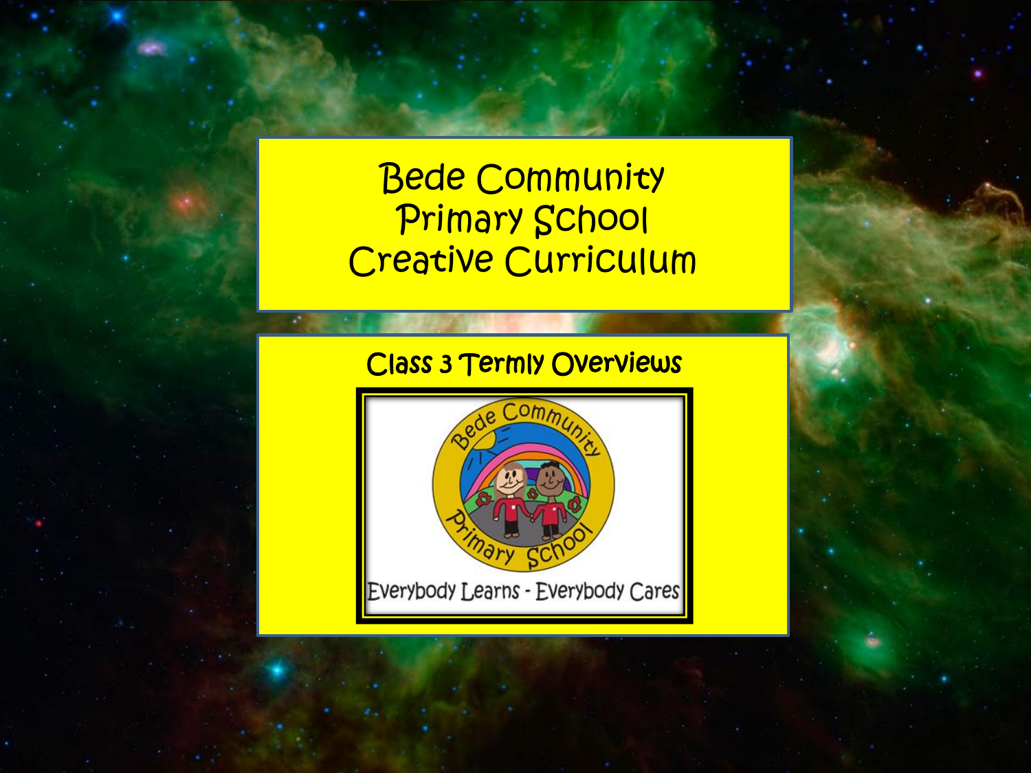# Bede Community Primary School Creative Curriculum

## Class 3 Termly Overviews

Everybody Learns - Everybody Cares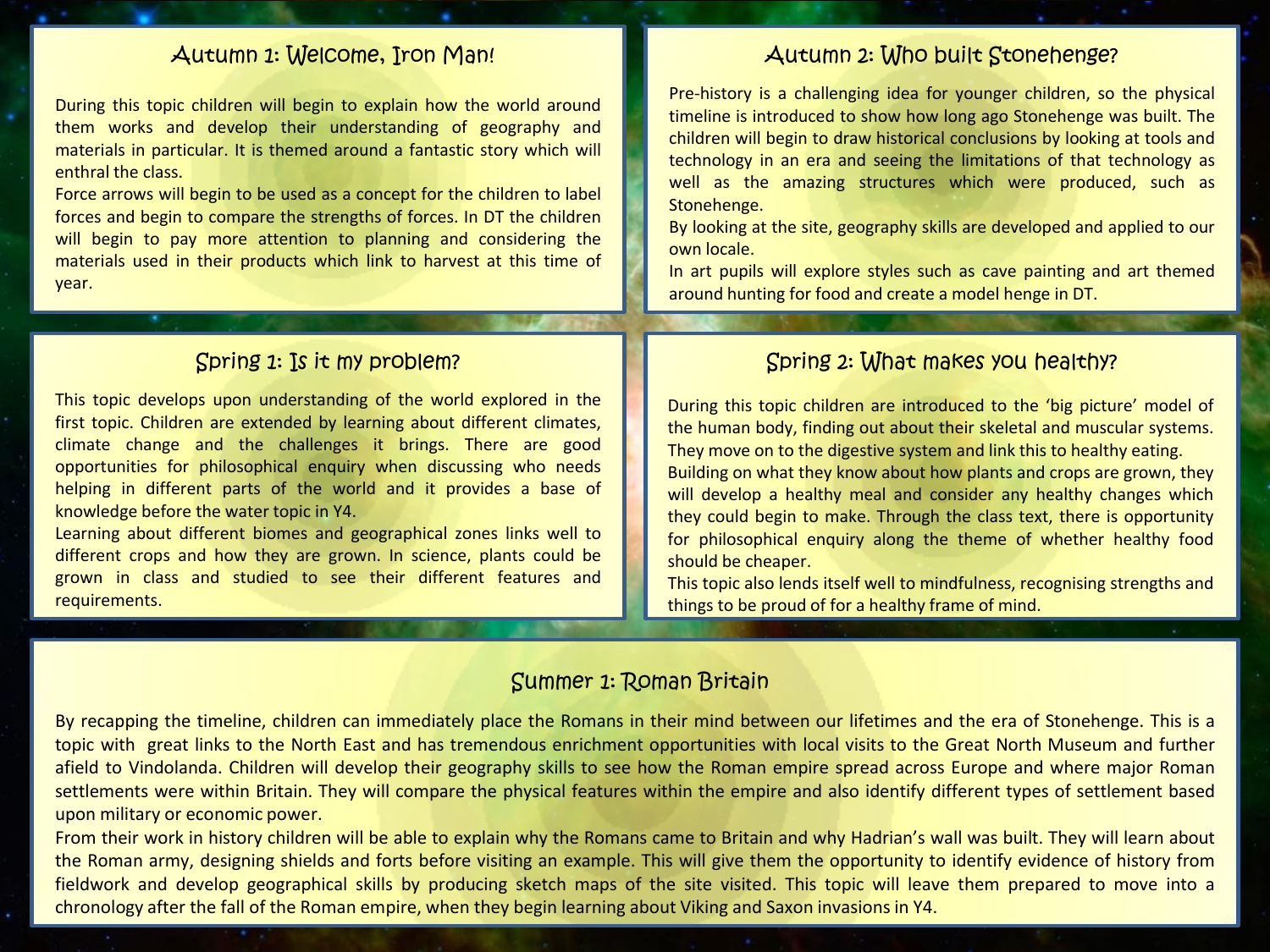## Autumn 1: Welcome, Iron Man!

During this topic children will begin to explain how the world around them works and develop their understanding of geography and materials in particular. It is themed around a fantastic story which will enthral the class.

Force arrows will begin to be used as a concept for the children to label forces and begin to compare the strengths of forces. In DT the children will begin to pay more attention to planning and considering the materials used in their products which link to harvest at this time of year.

## Autumn 2: Who built Stonehenge?

Pre-history is a challenging idea for younger children, so the physical timeline is introduced to show how long ago Stonehenge was built. The children will begin to draw historical conclusions by looking at tools and technology in an era and seeing the limitations of that technology as well as the amazing structures which were produced, such as Stonehenge.

By looking at the site, geography skills are developed and applied to our own locale.

In art pupils will explore styles such as cave painting and art themed around hunting for food and create a model henge in DT.

## Spring 1: Is it my problem?

This topic develops upon understanding of the world explored in the first topic. Children are extended by learning about different climates, climate change and the challenges it brings. There are good opportunities for philosophical enquiry when discussing who needs helping in different parts of the world and it provides a base of knowledge before the water topic in Y4.

Learning about different biomes and geographical zones links well to different crops and how they are grown. In science, plants could be grown in class and studied to see their different features and requirements.

## Spring 2: What makes you healthy?

During this topic children are introduced to the 'big picture' model of the human body, finding out about their skeletal and muscular systems. They move on to the digestive system and link this to healthy eating.

Building on what they know about how plants and crops are grown, they will develop a healthy meal and consider any healthy changes which they could begin to make. Through the class text, there is opportunity for philosophical enquiry along the theme of whether healthy food should be cheaper.

This topic also lends itself well to mindfulness, recognising strengths and things to be proud of for a healthy frame of mind.

## Summer 1: Roman Britain

By recapping the timeline, children can immediately place the Romans in their mind between our lifetimes and the era of Stonehenge. This is a topic with great links to the North East and has tremendous enrichment opportunities with local visits to the Great North Museum and further afield to Vindolanda. Children will develop their geography skills to see how the Roman empire spread across Europe and where major Roman settlements were within Britain. They will compare the physical features within the empire and also identify different types of settlement based upon military or economic power.

From their work in history children will be able to explain why the Romans came to Britain and why Hadrian's wall was built. They will learn about the Roman army, designing shields and forts before visiting an example. This will give them the opportunity to identify evidence of history from fieldwork and develop geographical skills by producing sketch maps of the site visited. This topic will leave them prepared to move into a chronology after the fall of the Roman empire, when they begin learning about Viking and Saxon invasions in Y4.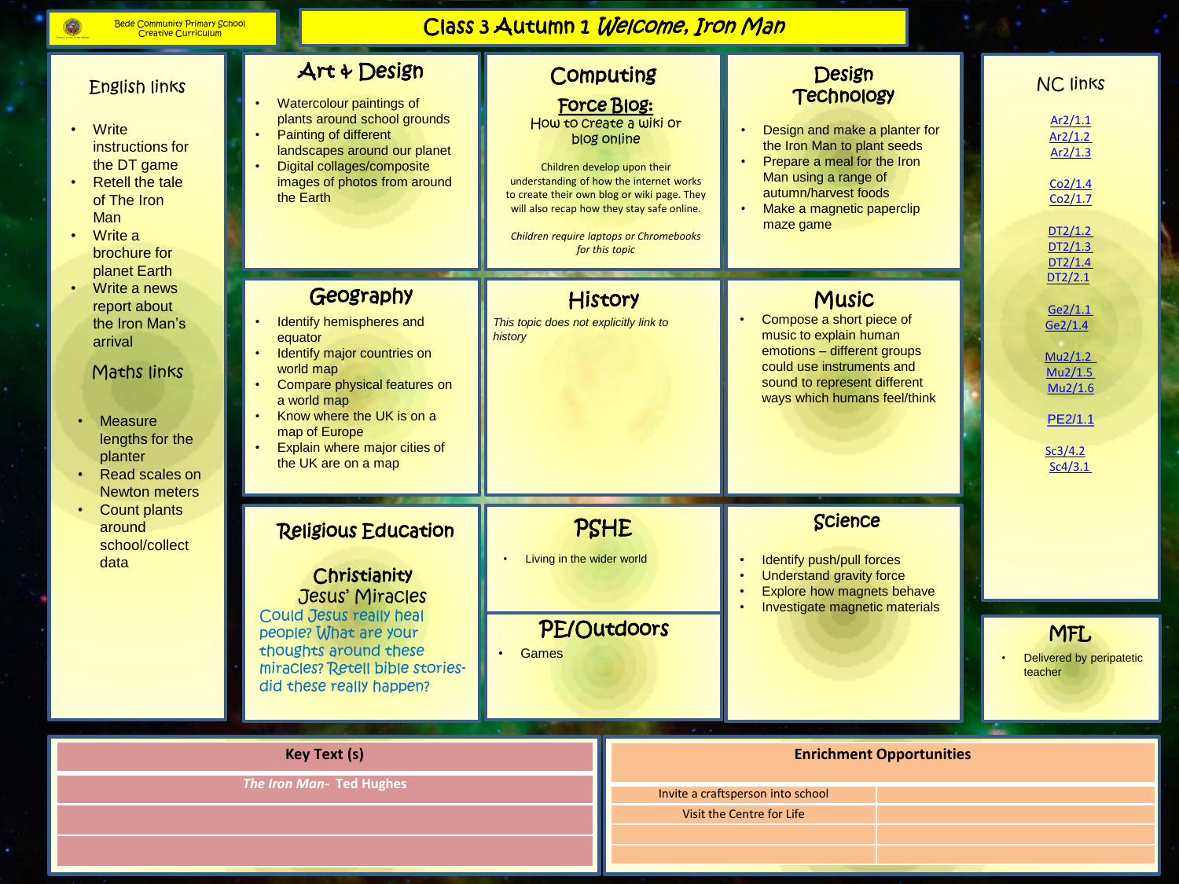Bede Community Primary School
Creative Curriculum

# Class 3 Autumn 1 *Welcome, Iron Man*

## English links

- Write instructions for the DT game
- Retell the tale of The Iron Man
- Write a brochure for planet Earth
- Write a news report about the Iron Man's arrival

## Maths links

- Measure lengths for the planter
- Read scales on Newton meters
- Count plants around school/collect data

## Art & Design

- Watercolour paintings of plants around school grounds
- Painting of different landscapes around our planet
- Digital collages/composite images of photos from around the Earth

## Computing

### Force Blog:

How to create a wiki or blog online

Children develop upon their understanding of how the internet works to create their own blog or wiki page. They will also recap how they stay safe online.

*Children require laptops or Chromebooks for this topic*

## Design Technology

- Design and make a planter for the Iron Man to plant seeds
- Prepare a meal for the Iron Man using a range of autumn/harvest foods
- Make a magnetic paperclip maze game

## NC links

Ar2/1.1
Ar2/1.2
Ar2/1.3

Co2/1.4
Co2/1.7

DT2/1.2
DT2/1.3
DT2/1.4
DT2/2.1

Ge2/1.1
Ge2/1.4

Mu2/1.2
Mu2/1.5
Mu2/1.6

PE2/1.1

Sc3/4.2
Sc4/3.1

## Geography

- Identify hemispheres and equator
- Identify major countries on world map
- Compare physical features on a world map
- Know where the UK is on a map of Europe
- Explain where major cities of the UK are on a map

## History

*This topic does not explicitly link to history*

## Music

- Compose a short piece of music to explain human emotions – different groups could use instruments and sound to represent different ways which humans feel/think

## Religious Education

### Christianity
### Jesus' Miracles

Could Jesus really heal people? What are your thoughts around these miracles? Retell bible stories- did these really happen?

## PSHE

- Living in the wider world

## PE/Outdoors

- Games

## Science

- Identify push/pull forces
- Understand gravity force
- Explore how magnets behave
- Investigate magnetic materials

## MFL

- Delivered by peripatetic teacher

| Key Text (s) |
| --- |
| ***The Iron Man*- Ted Hughes** |
| |
| |

| Enrichment Opportunities | |
| --- | --- |
| Invite a craftsperson into school | |
| Visit the Centre for Life | |
| | |
| | |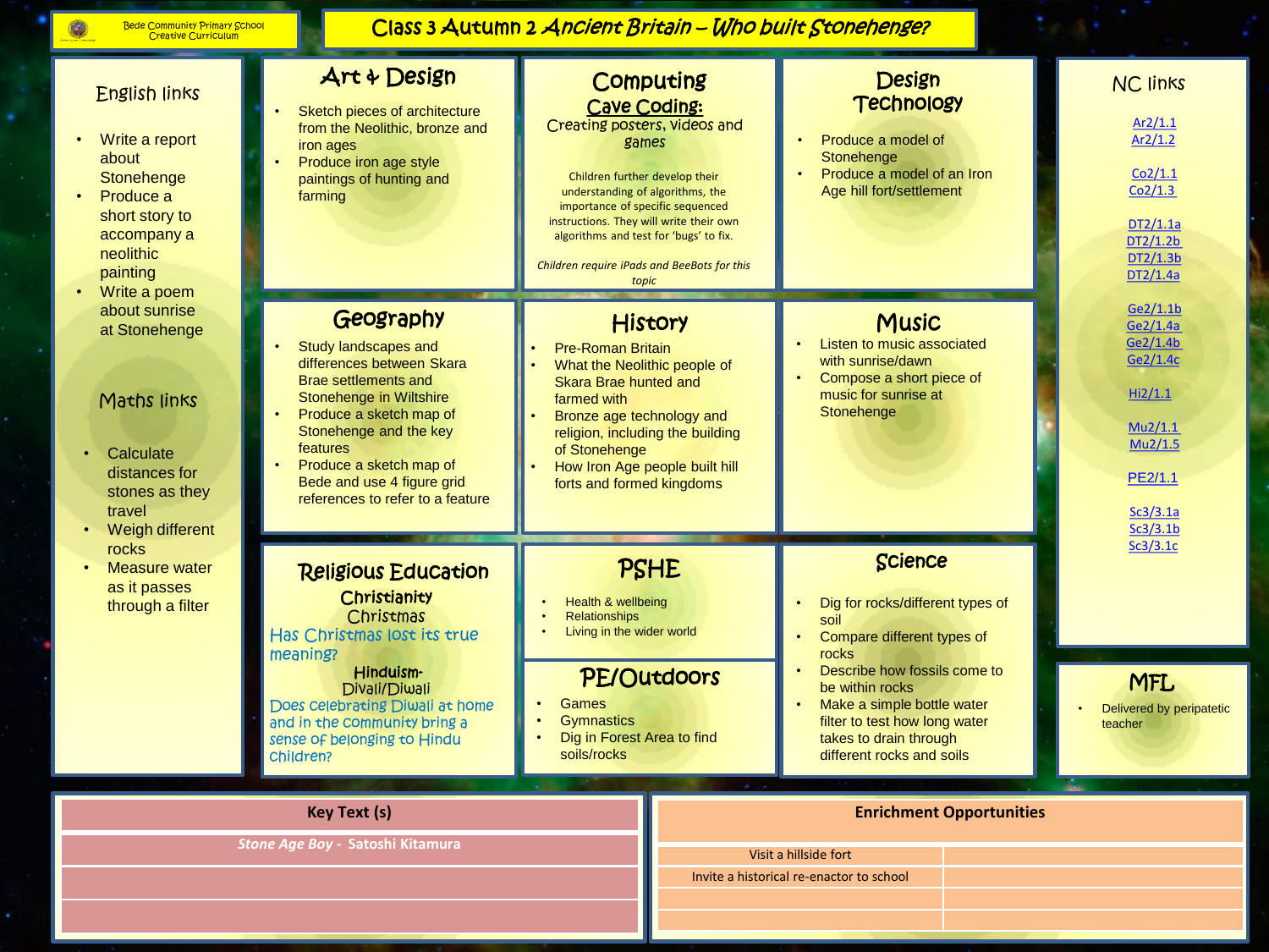Bede Community Primary School
Creative Curriculum

# Class 3 Autumn 2 *Ancient Britain – Who built Stonehenge?*

## English links

- Write a report about Stonehenge
- Produce a short story to accompany a neolithic painting
- Write a poem about sunrise at Stonehenge

## Maths links

- Calculate distances for stones as they travel
- Weigh different rocks
- Measure water as it passes through a filter

## Art & Design

- Sketch pieces of architecture from the Neolithic, bronze and iron ages
- Produce iron age style paintings of hunting and farming

## Computing

### Cave Coding:

Creating posters, videos and games

Children further develop their understanding of algorithms, the importance of specific sequenced instructions. They will write their own algorithms and test for 'bugs' to fix.

*Children require iPads and BeeBots for this topic*

## Design Technology

- Produce a model of Stonehenge
- Produce a model of an Iron Age hill fort/settlement

## Geography

- Study landscapes and differences between Skara Brae settlements and Stonehenge in Wiltshire
- Produce a sketch map of Stonehenge and the key features
- Produce a sketch map of Bede and use 4 figure grid references to refer to a feature

## History

- Pre-Roman Britain
- What the Neolithic people of Skara Brae hunted and farmed with
- Bronze age technology and religion, including the building of Stonehenge
- How Iron Age people built hill forts and formed kingdoms

## Music

- Listen to music associated with sunrise/dawn
- Compose a short piece of music for sunrise at Stonehenge

## Religious Education

**Christianity**
Christmas
Has Christmas lost its true meaning?

**Hinduism-**
Divali/Diwali
Does celebrating Diwali at home and in the community bring a sense of belonging to Hindu children?

## PSHE

- Health & wellbeing
- Relationships
- Living in the wider world

## PE/Outdoors

- Games
- Gymnastics
- Dig in Forest Area to find soils/rocks

## Science

- Dig for rocks/different types of soil
- Compare different types of rocks
- Describe how fossils come to be within rocks
- Make a simple bottle water filter to test how long water takes to drain through different rocks and soils

## NC links

Ar2/1.1
Ar2/1.2

Co2/1.1
Co2/1.3

DT2/1.1a
DT2/1.2b
DT2/1.3b
DT2/1.4a

Ge2/1.1b
Ge2/1.4a
Ge2/1.4b
Ge2/1.4c

Hi2/1.1

Mu2/1.1
Mu2/1.5

PE2/1.1

Sc3/3.1a
Sc3/3.1b
Sc3/3.1c

## MFL

- Delivered by peripatetic teacher

| Key Text (s) |
|---|
| *Stone Age Boy* - Satoshi Kitamura |
| |
| |

| Enrichment Opportunities | |
|---|---|
| Visit a hillside fort | |
| Invite a historical re-enactor to school | |
| | |
| | |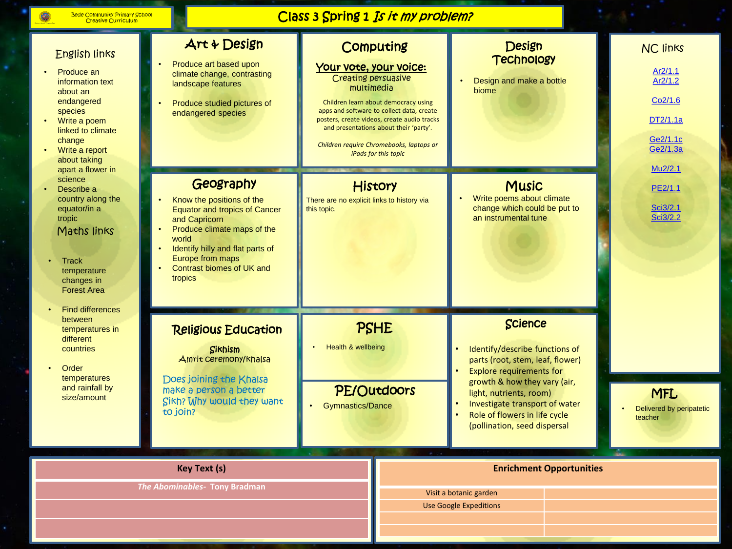Bede Community Primary School
Creative Curriculum

# Class 3 Spring 1 *Is it my problem?*

## English links

- Produce an information text about an endangered species
- Write a poem linked to climate change
- Write a report about taking apart a flower in science
- Describe a country along the equator/in a tropic

## Maths links

- Track temperature changes in Forest Area
- Find differences between temperatures in different countries
- Order temperatures and rainfall by size/amount

## Art & Design

- Produce art based upon climate change, contrasting landscape features
- Produce studied pictures of endangered species

## Computing

**Your vote, your voice:**
Creating persuasive multimedia

Children learn about democracy using apps and software to collect data, create posters, create videos, create audio tracks and presentations about their 'party'.

*Children require Chromebooks, laptops or iPads for this topic*

## Design Technology

- Design and make a bottle biome

## NC links

Ar2/1.1
Ar2/1.2

Co2/1.6

DT2/1.1a

Ge2/1.1c
Ge2/1.3a

Mu2/2.1

PE2/1.1

Sci3/2.1
Sci3/2.2

## Geography

- Know the positions of the Equator and tropics of Cancer and Capricorn
- Produce climate maps of the world
- Identify hilly and flat parts of Europe from maps
- Contrast biomes of UK and tropics

## History

There are no explicit links to history via this topic.

## Music

- Write poems about climate change which could be put to an instrumental tune

## Religious Education

**Sikhism**
Amrit ceremony/Khalsa

Does joining the Khalsa make a person a better Sikh? Why would they want to join?

## PSHE

- Health & wellbeing

## PE/Outdoors

- Gymnastics/Dance

## Science

- Identify/describe functions of parts (root, stem, leaf, flower)
- Explore requirements for growth & how they vary (air, light, nutrients, room)
- Investigate transport of water
- Role of flowers in life cycle (pollination, seed dispersal

## MFL

- Delivered by peripatetic teacher

| Key Text (s) |
|---|
| ***The Abominables*- Tony Bradman** |
| |
| |

| Enrichment Opportunities | |
|---|---|
| Visit a botanic garden | |
| Use Google Expeditions | |
| | |
| | |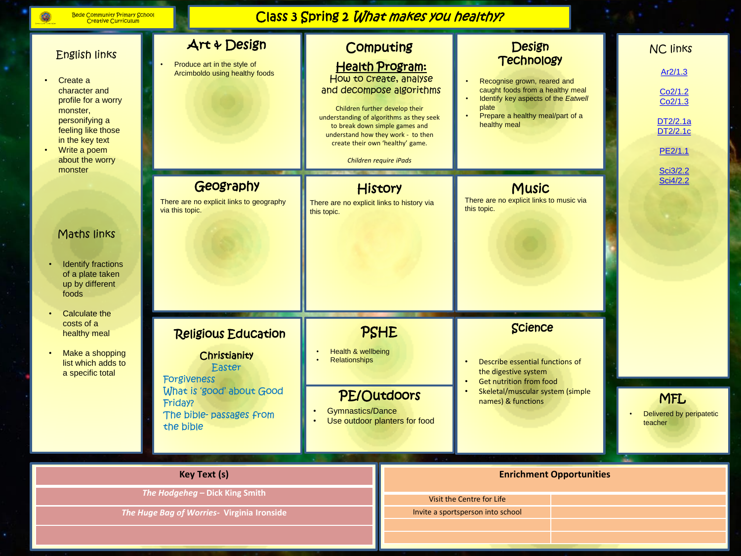Bede Community Primary School
Creative Curriculum

# Class 3 Spring 2 *What makes you healthy?*

## English links

- Create a character and profile for a worry monster, personifying a feeling like those in the key text
- Write a poem about the worry monster

## Maths links

- Identify fractions of a plate taken up by different foods
- Calculate the costs of a healthy meal
- Make a shopping list which adds to a specific total

## Art & Design

- Produce art in the style of Arcimboldo using healthy foods

## Computing

**Health Program:**
How to create, analyse and decompose algorithms

Children further develop their understanding of algorithms as they seek to break down simple games and understand how they work - to then create their own 'healthy' game.

*Children require iPads*

## Design Technology

- Recognise grown, reared and caught foods from a healthy meal
- Identify key aspects of the *Eatwell* plate
- Prepare a healthy meal/part of a healthy meal

## NC links

Ar2/1.3

Co2/1.2
Co2/1.3

DT2/2.1a
DT2/2.1c

PE2/1.1

Sci3/2.2
Sci4/2.2

## Geography

There are no explicit links to geography via this topic.

## History

There are no explicit links to history via this topic.

## Music

There are no explicit links to music via this topic.

## Religious Education

**Christianity**

Easter

Forgiveness

What is 'good' about Good Friday?

The bible- passages from the bible

## PSHE

- Health & wellbeing
- Relationships

## PE/Outdoors

- Gymnastics/Dance
- Use outdoor planters for food

## Science

- Describe essential functions of the digestive system
- Get nutrition from food
- Skeletal/muscular system (simple names) & functions

## MFL

- Delivered by peripatetic teacher

| Key Text (s) |
|---|
| *The Hodgeheg* – Dick King Smith |
| *The Huge Bag of Worries*- Virginia Ironside |
| |

| Enrichment Opportunities | |
|---|---|
| Visit the Centre for Life | |
| Invite a sportsperson into school | |
| | |
| | |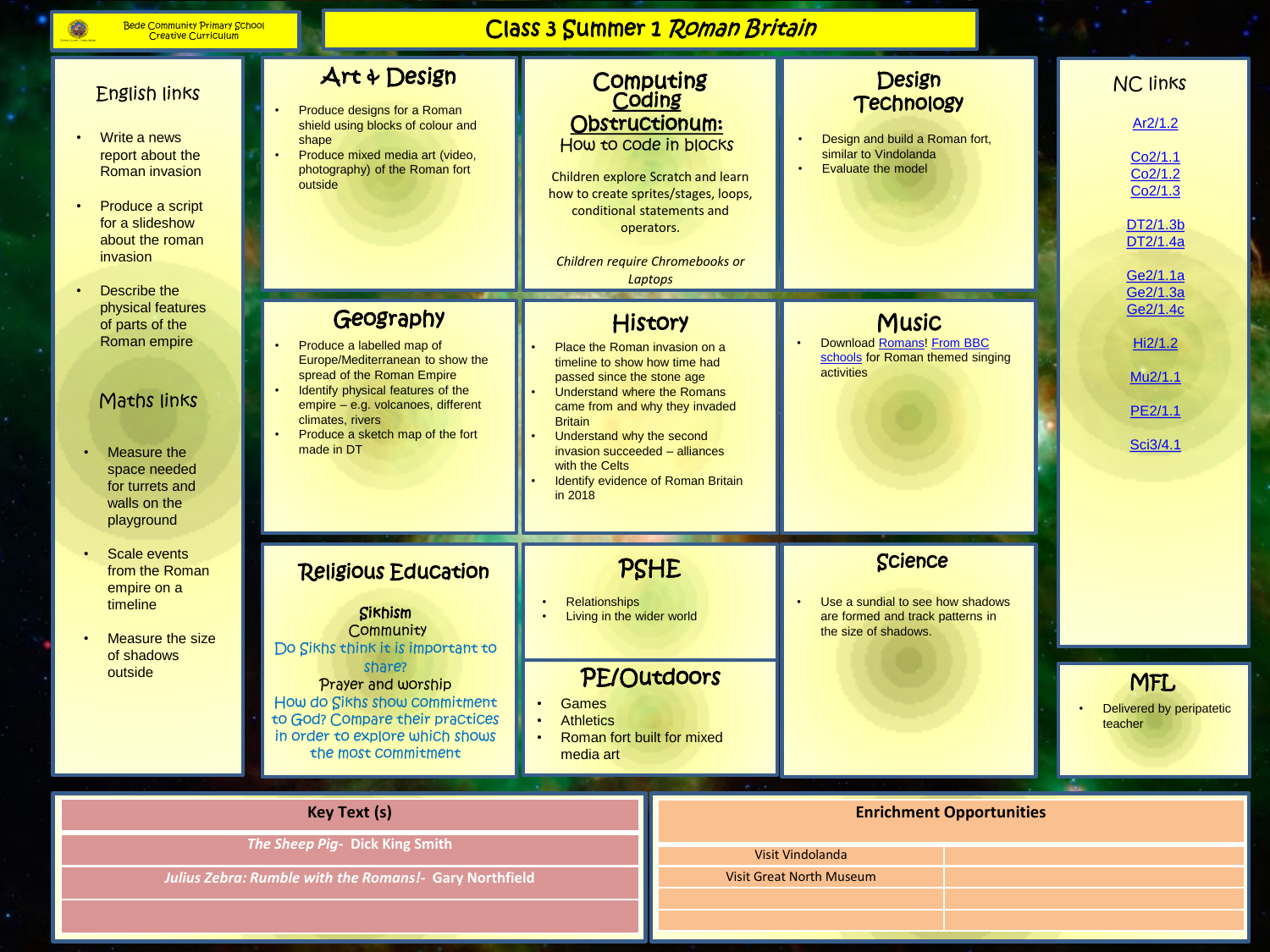Bede Community Primary School
Creative Curriculum

# Class 3 Summer 1 *Roman Britain*

## English links

- Write a news report about the Roman invasion
- Produce a script for a slideshow about the roman invasion
- Describe the physical features of parts of the Roman empire

## Maths links

- Measure the space needed for turrets and walls on the playground
- Scale events from the Roman empire on a timeline
- Measure the size of shadows outside

## Art & Design

- Produce designs for a Roman shield using blocks of colour and shape
- Produce mixed media art (video, photography) of the Roman fort outside

## Computing Coding

**Obstructionum:**
How to code in blocks

Children explore Scratch and learn how to create sprites/stages, loops, conditional statements and operators.

*Children require Chromebooks or Laptops*

## Design Technology

- Design and build a Roman fort, similar to Vindolanda
- Evaluate the model

## NC links

Ar2/1.2

Co2/1.1
Co2/1.2
Co2/1.3

DT2/1.3b
DT2/1.4a

Ge2/1.1a
Ge2/1.3a
Ge2/1.4c

Hi2/1.2

Mu2/1.1

PE2/1.1

Sci3/4.1

## Geography

- Produce a labelled map of Europe/Mediterranean to show the spread of the Roman Empire
- Identify physical features of the empire – e.g. volcanoes, different climates, rivers
- Produce a sketch map of the fort made in DT

## History

- Place the Roman invasion on a timeline to show how time had passed since the stone age
- Understand where the Romans came from and why they invaded Britain
- Understand why the second invasion succeeded – alliances with the Celts
- Identify evidence of Roman Britain in 2018

## Music

- Download Romans! From BBC schools for Roman themed singing activities

## Religious Education

Sikhism
Community
Do Sikhs think it is important to share?
Prayer and worship
How do Sikhs show commitment to God? Compare their practices in order to explore which shows the most commitment

## PSHE

- Relationships
- Living in the wider world

## PE/Outdoors

- Games
- Athletics
- Roman fort built for mixed media art

## Science

- Use a sundial to see how shadows are formed and track patterns in the size of shadows.

## MFL

- Delivered by peripatetic teacher

| Key Text (s) |
|---|
| *The Sheep Pig*- Dick King Smith |
| *Julius Zebra: Rumble with the Romans!*- Gary Northfield |
| |

| Enrichment Opportunities | |
|---|---|
| Visit Vindolanda | |
| Visit Great North Museum | |
| | |
| | |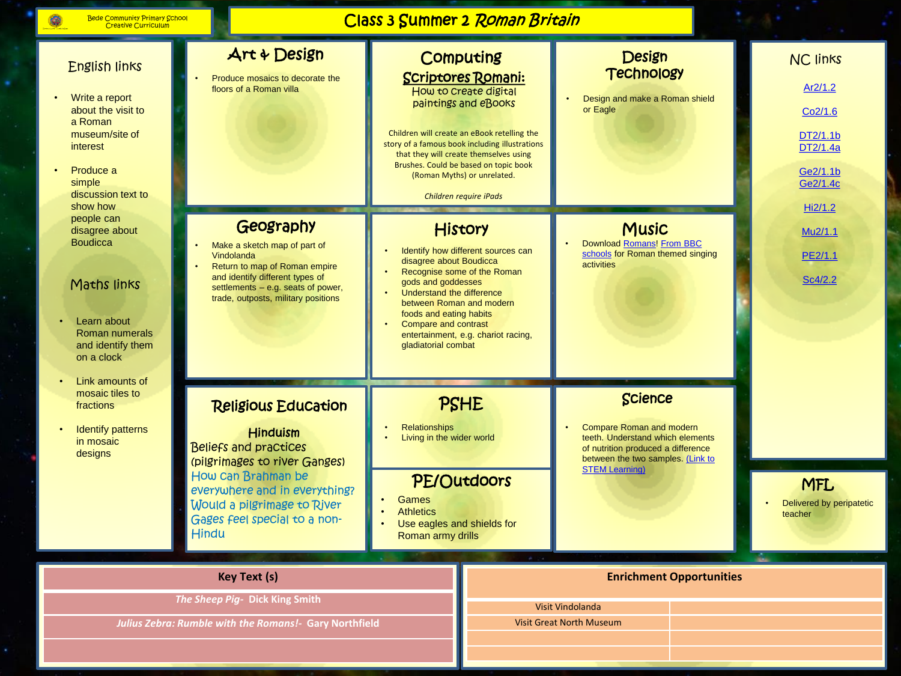Bede Community Primary School
Creative Curriculum

# Class 3 Summer 2 *Roman Britain*

## English links

- Write a report about the visit to a Roman museum/site of interest
- Produce a simple discussion text to show how people can disagree about Boudicca

## Maths links

- Learn about Roman numerals and identify them on a clock
- Link amounts of mosaic tiles to fractions
- Identify patterns in mosaic designs

## Art & Design

- Produce mosaics to decorate the floors of a Roman villa

## Computing

### Scriptores Romani:

How to create digital paintings and eBooks

Children will create an eBook retelling the story of a famous book including illustrations that they will create themselves using Brushes. Could be based on topic book (Roman Myths) or unrelated.

*Children require iPads*

## Design Technology

- Design and make a Roman shield or Eagle

## NC links

Ar2/1.2

Co2/1.6

DT2/1.1b
DT2/1.4a

Ge2/1.1b
Ge2/1.4c

Hi2/1.2

Mu2/1.1

PE2/1.1

Sc4/2.2

## Geography

- Make a sketch map of part of Vindolanda
- Return to map of Roman empire and identify different types of settlements – e.g. seats of power, trade, outposts, military positions

## History

- Identify how different sources can disagree about Boudicca
- Recognise some of the Roman gods and goddesses
- Understand the difference between Roman and modern foods and eating habits
- Compare and contrast entertainment, e.g. chariot racing, gladiatorial combat

## Music

- Download Romans! From BBC schools for Roman themed singing activities

## Religious Education

### Hinduism

Beliefs and practices (pilgrimages to river Ganges)

How can Brahman be everywhere and in everything?
Would a pilgrimage to River Gages feel special to a non-Hindu

## PSHE

- Relationships
- Living in the wider world

## PE/Outdoors

- Games
- Athletics
- Use eagles and shields for Roman army drills

## Science

- Compare Roman and modern teeth. Understand which elements of nutrition produced a difference between the two samples. (Link to STEM Learning)

## MFL

- Delivered by peripatetic teacher

| Key Text (s) |
|---|
| *The Sheep Pig*- Dick King Smith |
| *Julius Zebra: Rumble with the Romans!*- Gary Northfield |
| |

| Enrichment Opportunities | |
|---|---|
| Visit Vindolanda | |
| Visit Great North Museum | |
| | |
| | |